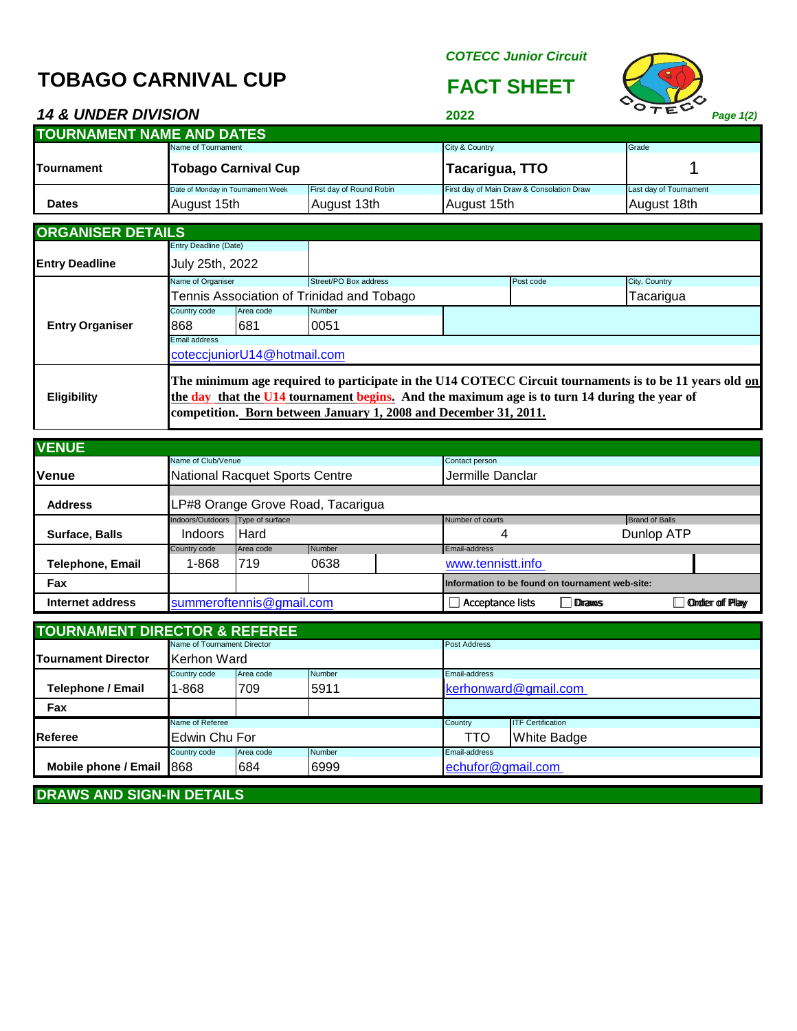# TOBAGO CARNIVAL CUP

*COTECC Junior Circuit*

## FACT SHEET

***14 & UNDER DIVISION***

**2022**

## TOURNAMENT NAME AND DATES

| | | | | |
|---|---|---|---|---|
| **Tournament** | Name of Tournament: **Tobago Carnival Cup** | | City & Country: **Tacarigua, TTO** | Grade: 1 |
| **Dates** | Date of Monday in Tournament Week: August 15th | First day of Round Robin: August 13th | First day of Main Draw & Consolation Draw: August 15th | Last day of Tournament: August 18th |

## ORGANISER DETAILS

| | | | | | |
|---|---|---|---|---|---|
| **Entry Deadline** | Entry Deadline (Date): July 25th, 2022 | | | | |
| **Entry Organiser** | Name of Organiser: Tennis Association of Trinidad and Tobago | | Street/PO Box address | Post code | City, Country: Tacarigua |
| | Country code: 868 | Area code: 681 | Number: 0051 | | |
| | Email address: coteccjuniorU14@hotmail.com | | | | |
| **Eligibility** | **The minimum age required to participate in the U14 COTECC Circuit tournaments is to be 11 years old on the day that the U14 tournament begins. And the maximum age is to turn 14 during the year of competition. Born between January 1, 2008 and December 31, 2011.** | | | | |

## VENUE

| | | | | | |
|---|---|---|---|---|---|
| **Venue** | Name of Club/Venue: National Racquet Sports Centre | | | Contact person: Jermille Danclar | |
| **Address** | LP#8 Orange Grove Road, Tacarigua | | | | |
| **Surface, Balls** | Indoors/Outdoors: Indoors | Type of surface: Hard | | Number of courts: 4 | Brand of Balls: Dunlop ATP |
| **Telephone, Email** | Country code: 1-868 | Area code: 719 | Number: 0638 | Email-address: www.tennistt.info | |
| **Fax** | | | | Information to be found on tournament web-site: | |
| **Internet address** | summeroftennis@gmail.com | | | ☐ Acceptance lists ☐ Draws | ☐ Order of Play |

## TOURNAMENT DIRECTOR & REFEREE

| | | | | | |
|---|---|---|---|---|---|
| **Tournament Director** | Name of Tournament Director: Kerhon Ward | | | Post Address | |
| **Telephone / Email** | Country code: 1-868 | Area code: 709 | Number: 5911 | Email-address: kerhonward@gmail.com | |
| **Fax** | | | | | |
| **Referee** | Name of Referee: Edwin Chu For | | | Country: TTO | ITF Certification: White Badge |
| **Mobile phone / Email** | Country code: 868 | Area code: 684 | Number: 6999 | Email-address: echufor@gmail.com | |

## DRAWS AND SIGN-IN DETAILS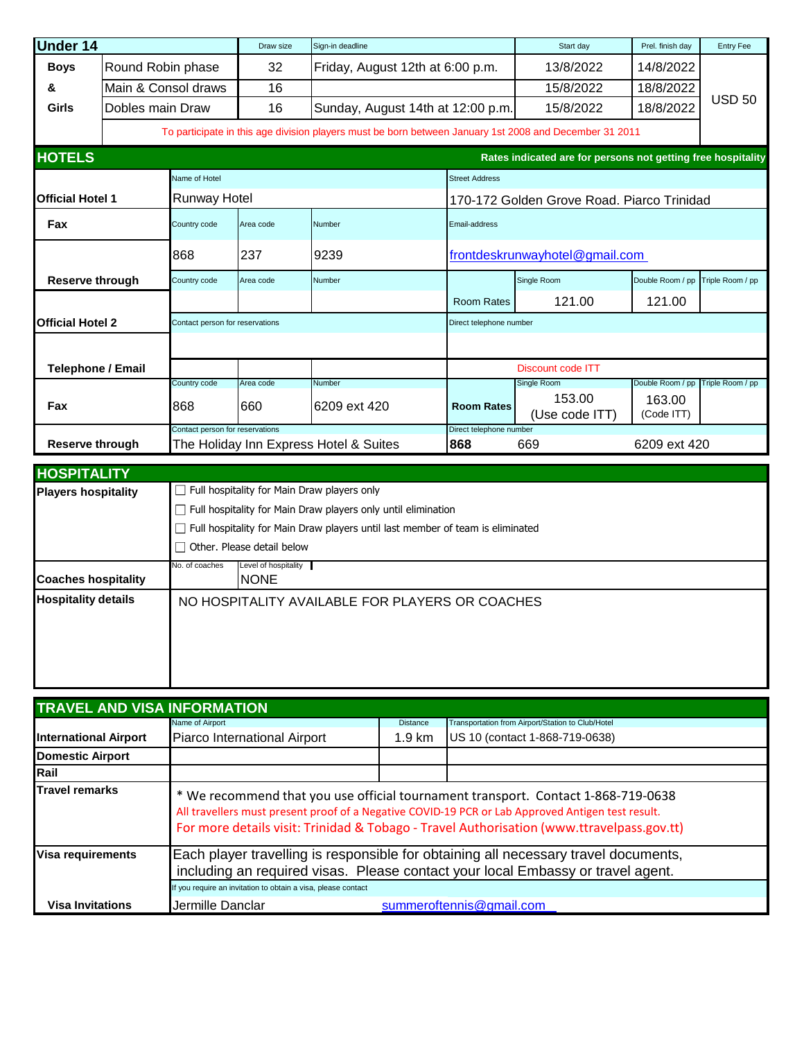## Under 14

| Boys & Girls | | Draw size | Sign-in deadline | Start day | Prel. finish day | Entry Fee |
|---|---|---|---|---|---|---|
| | Round Robin phase | 32 | Friday, August 12th at 6:00 p.m. | 13/8/2022 | 14/8/2022 | USD 50 |
| | Main & Consol draws | 16 | | 15/8/2022 | 18/8/2022 | |
| | Dobles main Draw | 16 | Sunday, August 14th at 12:00 p.m. | 15/8/2022 | 18/8/2022 | |

To participate in this age division players must be born between January 1st 2008 and December 31 2011

## HOTELS

Rates indicated are for persons not getting free hospitality

| | | | | | | | |
|---|---|---|---|---|---|---|---|
| **Official Hotel 1** | Name of Hotel: Runway Hotel | | | Street Address: 170-172 Golden Grove Road. Piarco Trinidad | | | |
| **Fax** | Country code | Area code | Number | Email-address | | | |
| | 868 | 237 | 9239 | frontdeskrunwayhotel@gmail.com | | | |
| **Reserve through** | Country code | Area code | Number | | Single Room | Double Room / pp | Triple Room / pp |
| | | | | Room Rates | 121.00 | 121.00 | |
| **Official Hotel 2** | Contact person for reservations | | | Direct telephone number | | | |
| | | | | | | | |
| **Telephone / Email** | | | | Discount code ITT | | | |
| **Fax** | Country code | Area code | Number | | Single Room | Double Room / pp | Triple Room / pp |
| | 868 | 660 | 6209 ext 420 | **Room Rates** | 153.00 (Use code ITT) | 163.00 (Code ITT) | |
| **Reserve through** | Contact person for reservations: The Holiday Inn Express Hotel & Suites | | | Direct telephone number: **868** | 669 | 6209 ext 420 | |

## HOSPITALITY

**Players hospitality**

- ☐ Full hospitality for Main Draw players only
- ☐ Full hospitality for Main Draw players only until elimination
- ☐ Full hospitality for Main Draw players until last member of team is eliminated
- ☐ Other. Please detail below

| | No. of coaches | Level of hospitality |
|---|---|---|
| **Coaches hospitality** | | NONE |

**Hospitality details**

NO HOSPITALITY AVAILABLE FOR PLAYERS OR COACHES

## TRAVEL AND VISA INFORMATION

| | Name of Airport | Distance | Transportation from Airport/Station to Club/Hotel |
|---|---|---|---|
| **International Airport** | Piarco International Airport | 1.9 km | US 10 (contact 1-868-719-0638) |
| **Domestic Airport** | | | |
| **Rail** | | | |

**Travel remarks**

* We recommend that you use official tournament transport. Contact 1-868-719-0638

All travellers must present proof of a Negative COVID-19 PCR or Lab Approved Antigen test result.

For more details visit: Trinidad & Tobago - Travel Authorisation (www.ttravelpass.gov.tt)

**Visa requirements**

Each player travelling is responsible for obtaining all necessary travel documents, including an required visas. Please contact your local Embassy or travel agent.

If you require an invitation to obtain a visa, please contact

**Visa Invitations**: Jermille Danclar summeroftennis@gmail.com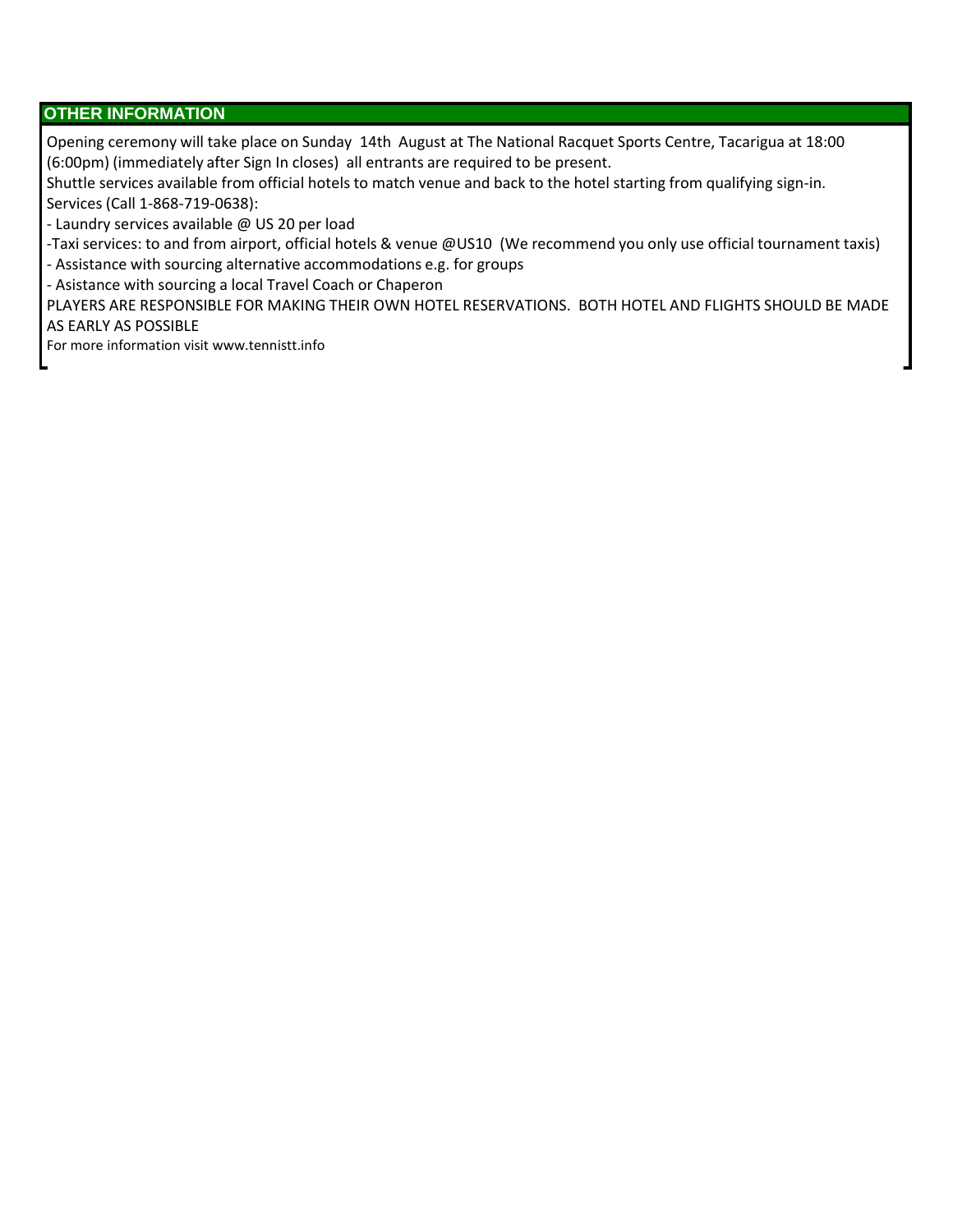## OTHER INFORMATION

Opening ceremony will take place on Sunday 14th August at The National Racquet Sports Centre, Tacarigua at 18:00 (6:00pm) (immediately after Sign In closes) all entrants are required to be present.

Shuttle services available from official hotels to match venue and back to the hotel starting from qualifying sign-in.

Services (Call 1-868-719-0638):

- Laundry services available @ US 20 per load
- Taxi services: to and from airport, official hotels & venue @US10 (We recommend you only use official tournament taxis)
- Assistance with sourcing alternative accommodations e.g. for groups
- Asistance with sourcing a local Travel Coach or Chaperon

PLAYERS ARE RESPONSIBLE FOR MAKING THEIR OWN HOTEL RESERVATIONS. BOTH HOTEL AND FLIGHTS SHOULD BE MADE AS EARLY AS POSSIBLE

For more information visit www.tennistt.info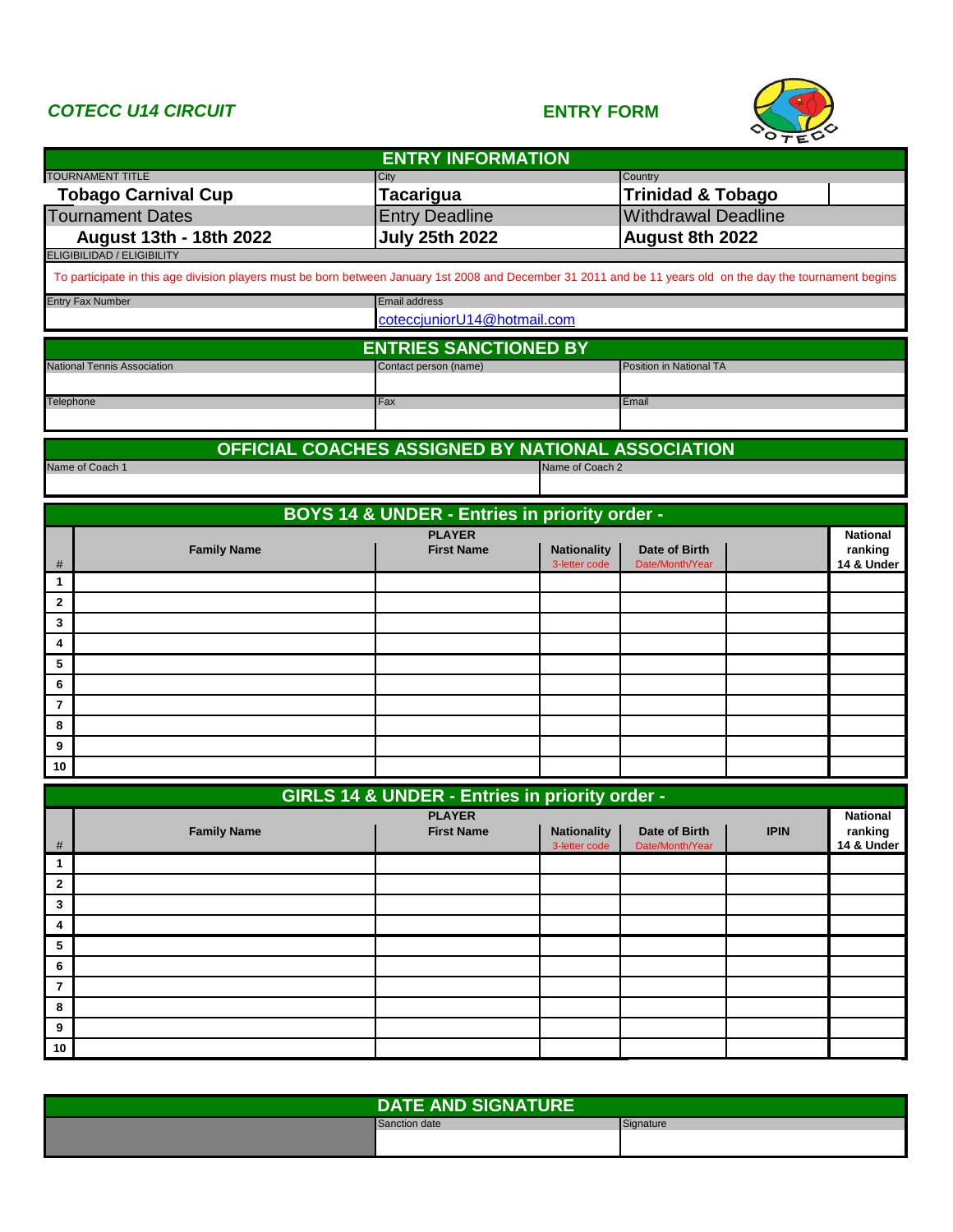*COTECC U14 CIRCUIT* **ENTRY FORM**

## ENTRY INFORMATION

| TOURNAMENT TITLE | City | Country |
|---|---|---|
| **Tobago Carnival Cup** | **Tacarigua** | **Trinidad & Tobago** |
| Tournament Dates | Entry Deadline | Withdrawal Deadline |
| **August 13th - 18th 2022** | **July 25th 2022** | **August 8th 2022** |

ELIGIBILIDAD / ELIGIBILITY

To participate in this age division players must be born between January 1st 2008 and December 31 2011 and be 11 years old on the day the tournament begins

| Entry Fax Number | Email address |
|---|---|
| | coteccjuniorU14@hotmail.com |

## ENTRIES SANCTIONED BY

| National Tennis Association | Contact person (name) | Position in National TA |
|---|---|---|
| | | |
| Telephone | Fax | Email |
| | | |

## OFFICIAL COACHES ASSIGNED BY NATIONAL ASSOCIATION

| Name of Coach 1 | Name of Coach 2 |
|---|---|
| | |

## BOYS 14 & UNDER - Entries in priority order -

| # | Family Name | PLAYER First Name | Nationality 3-letter code | Date of Birth Date/Month/Year | | National ranking 14 & Under |
|---|---|---|---|---|---|---|
| 1 | | | | | | |
| 2 | | | | | | |
| 3 | | | | | | |
| 4 | | | | | | |
| 5 | | | | | | |
| 6 | | | | | | |
| 7 | | | | | | |
| 8 | | | | | | |
| 9 | | | | | | |
| 10 | | | | | | |

## GIRLS 14 & UNDER - Entries in priority order -

| # | Family Name | PLAYER First Name | Nationality 3-letter code | Date of Birth Date/Month/Year | IPIN | National ranking 14 & Under |
|---|---|---|---|---|---|---|
| 1 | | | | | | |
| 2 | | | | | | |
| 3 | | | | | | |
| 4 | | | | | | |
| 5 | | | | | | |
| 6 | | | | | | |
| 7 | | | | | | |
| 8 | | | | | | |
| 9 | | | | | | |
| 10 | | | | | | |

## DATE AND SIGNATURE

| | Sanction date | Signature |
|---|---|---|
| | | |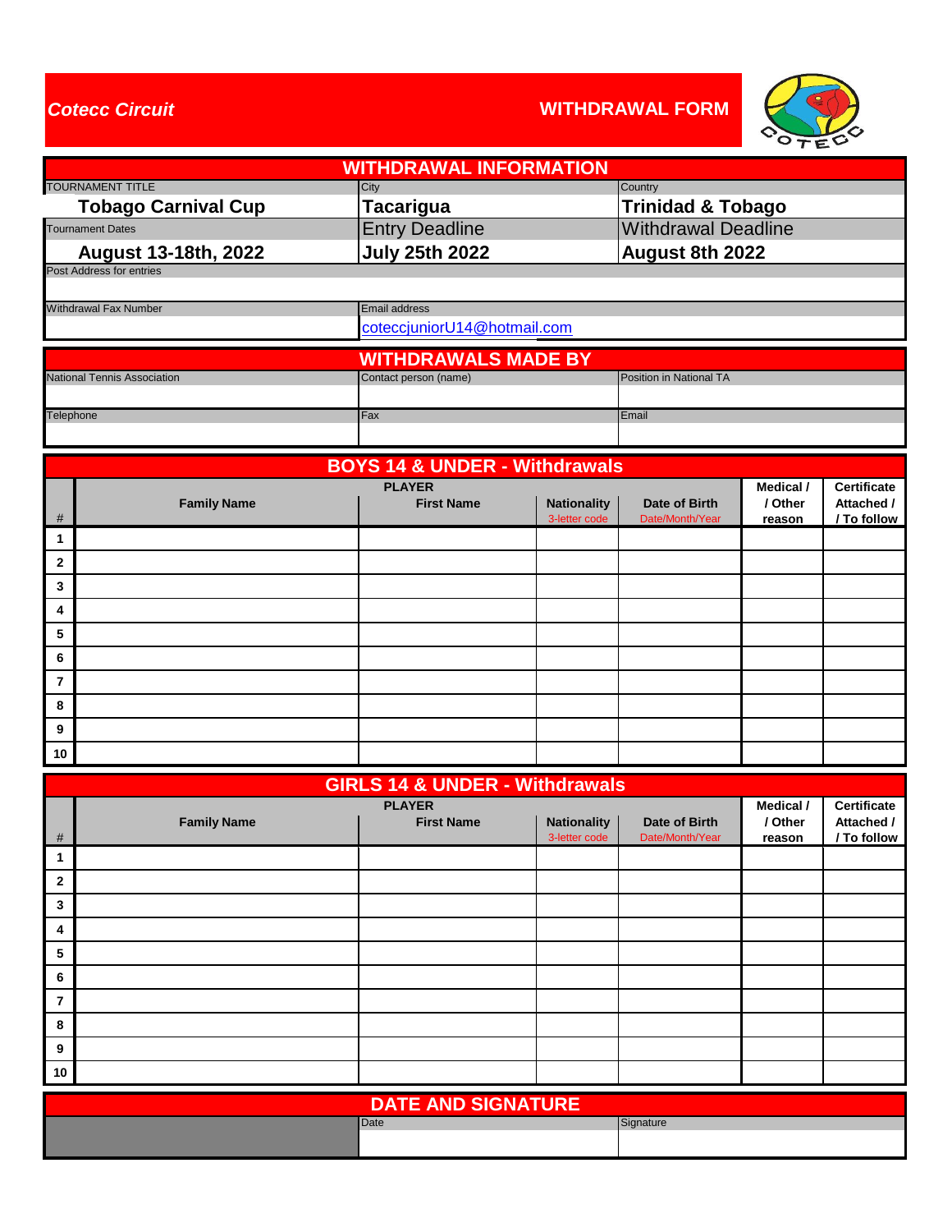*Cotecc Circuit*

**WITHDRAWAL FORM**

## WITHDRAWAL INFORMATION

| TOURNAMENT TITLE | City | Country |
|---|---|---|
| **Tobago Carnival Cup** | **Tacarigua** | **Trinidad & Tobago** |
| Tournament Dates | Entry Deadline | Withdrawal Deadline |
| **August 13-18th, 2022** | **July 25th 2022** | **August 8th 2022** |

Post Address for entries

| Withdrawal Fax Number | Email address |
|---|---|
| | coteccjuniorU14@hotmail.com |

## WITHDRAWALS MADE BY

| National Tennis Association | Contact person (name) | Position in National TA |
|---|---|---|
| | | |
| **Telephone** | **Fax** | **Email** |
| | | |

## BOYS 14 & UNDER - Withdrawals

| # | PLAYER Family Name | First Name | Nationality 3-letter code | Date of Birth Date/Month/Year | Medical / / Other reason | Certificate Attached / / To follow |
|---|---|---|---|---|---|---|
| 1 | | | | | | |
| 2 | | | | | | |
| 3 | | | | | | |
| 4 | | | | | | |
| 5 | | | | | | |
| 6 | | | | | | |
| 7 | | | | | | |
| 8 | | | | | | |
| 9 | | | | | | |
| 10 | | | | | | |

## GIRLS 14 & UNDER - Withdrawals

| # | PLAYER Family Name | First Name | Nationality 3-letter code | Date of Birth Date/Month/Year | Medical / / Other reason | Certificate Attached / / To follow |
|---|---|---|---|---|---|---|
| 1 | | | | | | |
| 2 | | | | | | |
| 3 | | | | | | |
| 4 | | | | | | |
| 5 | | | | | | |
| 6 | | | | | | |
| 7 | | | | | | |
| 8 | | | | | | |
| 9 | | | | | | |
| 10 | | | | | | |

## DATE AND SIGNATURE

| | Date | Signature |
|---|---|---|
| | | |